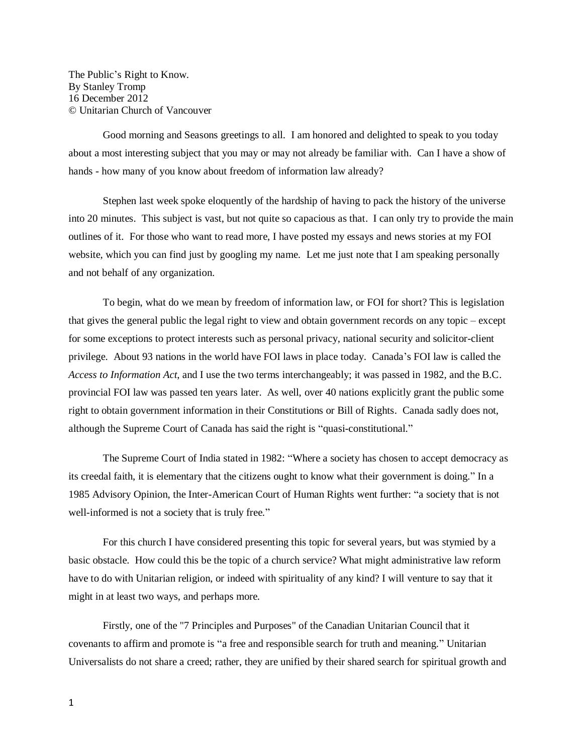The Public's Right to Know.
By Stanley Tromp
16 December 2012
© Unitarian Church of Vancouver

Good morning and Seasons greetings to all. I am honored and delighted to speak to you today about a most interesting subject that you may or may not already be familiar with. Can I have a show of hands - how many of you know about freedom of information law already?

Stephen last week spoke eloquently of the hardship of having to pack the history of the universe into 20 minutes. This subject is vast, but not quite so capacious as that. I can only try to provide the main outlines of it. For those who want to read more, I have posted my essays and news stories at my FOI website, which you can find just by googling my name. Let me just note that I am speaking personally and not behalf of any organization.

To begin, what do we mean by freedom of information law, or FOI for short? This is legislation that gives the general public the legal right to view and obtain government records on any topic – except for some exceptions to protect interests such as personal privacy, national security and solicitor-client privilege. About 93 nations in the world have FOI laws in place today. Canada's FOI law is called the *Access to Information Act*, and I use the two terms interchangeably; it was passed in 1982, and the B.C. provincial FOI law was passed ten years later. As well, over 40 nations explicitly grant the public some right to obtain government information in their Constitutions or Bill of Rights. Canada sadly does not, although the Supreme Court of Canada has said the right is "quasi-constitutional."

The Supreme Court of India stated in 1982: "Where a society has chosen to accept democracy as its creedal faith, it is elementary that the citizens ought to know what their government is doing." In a 1985 Advisory Opinion, the Inter-American Court of Human Rights went further: "a society that is not well-informed is not a society that is truly free."

For this church I have considered presenting this topic for several years, but was stymied by a basic obstacle. How could this be the topic of a church service? What might administrative law reform have to do with Unitarian religion, or indeed with spirituality of any kind? I will venture to say that it might in at least two ways, and perhaps more.

Firstly, one of the "7 Principles and Purposes" of the Canadian Unitarian Council that it covenants to affirm and promote is "a free and responsible search for truth and meaning." Unitarian Universalists do not share a creed; rather, they are unified by their shared search for spiritual growth and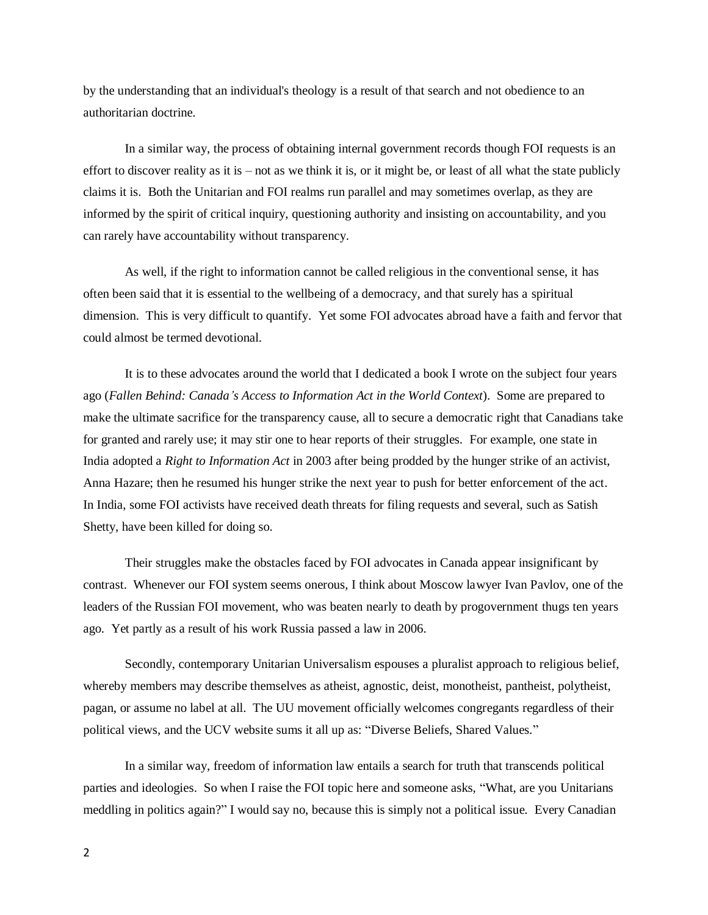by the understanding that an individual's theology is a result of that search and not obedience to an authoritarian doctrine.

In a similar way, the process of obtaining internal government records though FOI requests is an effort to discover reality as it is – not as we think it is, or it might be, or least of all what the state publicly claims it is. Both the Unitarian and FOI realms run parallel and may sometimes overlap, as they are informed by the spirit of critical inquiry, questioning authority and insisting on accountability, and you can rarely have accountability without transparency.

As well, if the right to information cannot be called religious in the conventional sense, it has often been said that it is essential to the wellbeing of a democracy, and that surely has a spiritual dimension. This is very difficult to quantify. Yet some FOI advocates abroad have a faith and fervor that could almost be termed devotional.

It is to these advocates around the world that I dedicated a book I wrote on the subject four years ago (*Fallen Behind: Canada's Access to Information Act in the World Context*). Some are prepared to make the ultimate sacrifice for the transparency cause, all to secure a democratic right that Canadians take for granted and rarely use; it may stir one to hear reports of their struggles. For example, one state in India adopted a *Right to Information Act* in 2003 after being prodded by the hunger strike of an activist, Anna Hazare; then he resumed his hunger strike the next year to push for better enforcement of the act. In India, some FOI activists have received death threats for filing requests and several, such as Satish Shetty, have been killed for doing so.

Their struggles make the obstacles faced by FOI advocates in Canada appear insignificant by contrast. Whenever our FOI system seems onerous, I think about Moscow lawyer Ivan Pavlov, one of the leaders of the Russian FOI movement, who was beaten nearly to death by progovernment thugs ten years ago. Yet partly as a result of his work Russia passed a law in 2006.

Secondly, contemporary Unitarian Universalism espouses a pluralist approach to religious belief, whereby members may describe themselves as atheist, agnostic, deist, monotheist, pantheist, polytheist, pagan, or assume no label at all. The UU movement officially welcomes congregants regardless of their political views, and the UCV website sums it all up as: "Diverse Beliefs, Shared Values."

In a similar way, freedom of information law entails a search for truth that transcends political parties and ideologies. So when I raise the FOI topic here and someone asks, "What, are you Unitarians meddling in politics again?" I would say no, because this is simply not a political issue. Every Canadian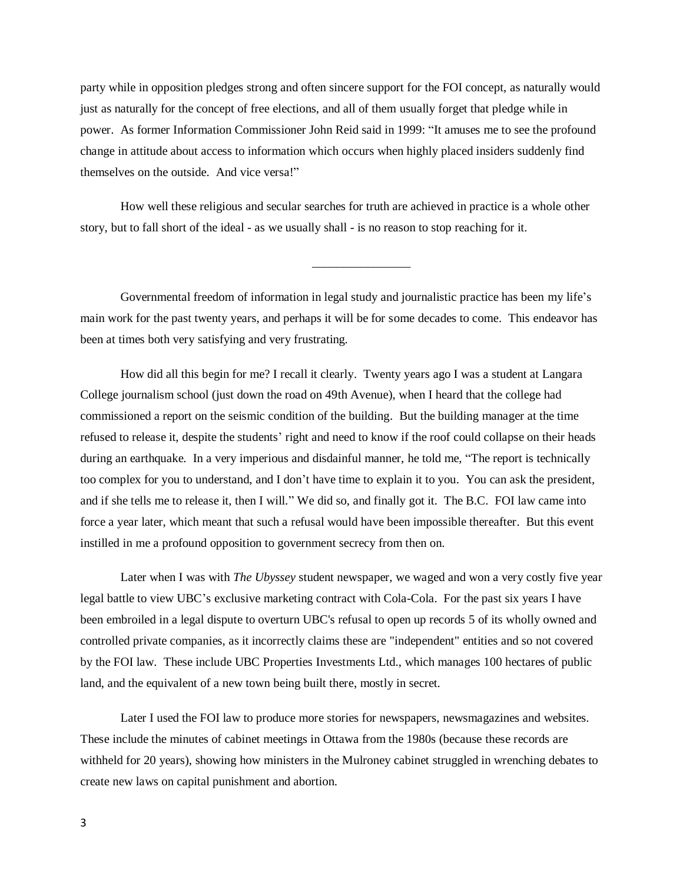party while in opposition pledges strong and often sincere support for the FOI concept, as naturally would just as naturally for the concept of free elections, and all of them usually forget that pledge while in power. As former Information Commissioner John Reid said in 1999: "It amuses me to see the profound change in attitude about access to information which occurs when highly placed insiders suddenly find themselves on the outside. And vice versa!"

How well these religious and secular searches for truth are achieved in practice is a whole other story, but to fall short of the ideal - as we usually shall - is no reason to stop reaching for it.

\_\_\_\_\_\_\_\_\_\_\_\_\_\_\_\_

Governmental freedom of information in legal study and journalistic practice has been my life's main work for the past twenty years, and perhaps it will be for some decades to come. This endeavor has been at times both very satisfying and very frustrating.

How did all this begin for me? I recall it clearly. Twenty years ago I was a student at Langara College journalism school (just down the road on 49th Avenue), when I heard that the college had commissioned a report on the seismic condition of the building. But the building manager at the time refused to release it, despite the students' right and need to know if the roof could collapse on their heads during an earthquake. In a very imperious and disdainful manner, he told me, "The report is technically too complex for you to understand, and I don't have time to explain it to you. You can ask the president, and if she tells me to release it, then I will." We did so, and finally got it. The B.C. FOI law came into force a year later, which meant that such a refusal would have been impossible thereafter. But this event instilled in me a profound opposition to government secrecy from then on.

Later when I was with *The Ubyssey* student newspaper, we waged and won a very costly five year legal battle to view UBC's exclusive marketing contract with Cola-Cola. For the past six years I have been embroiled in a legal dispute to overturn UBC's refusal to open up records 5 of its wholly owned and controlled private companies, as it incorrectly claims these are "independent" entities and so not covered by the FOI law. These include UBC Properties Investments Ltd., which manages 100 hectares of public land, and the equivalent of a new town being built there, mostly in secret.

Later I used the FOI law to produce more stories for newspapers, newsmagazines and websites. These include the minutes of cabinet meetings in Ottawa from the 1980s (because these records are withheld for 20 years), showing how ministers in the Mulroney cabinet struggled in wrenching debates to create new laws on capital punishment and abortion.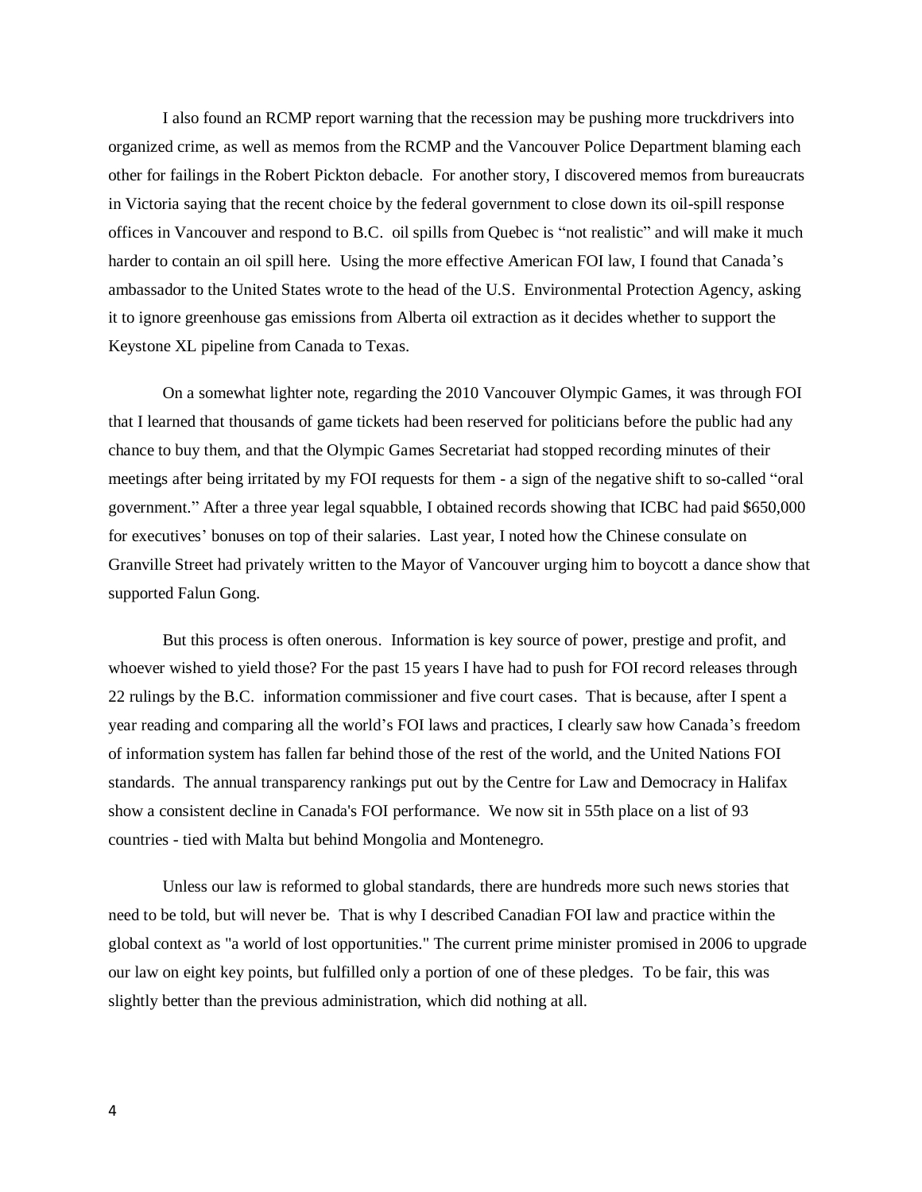I also found an RCMP report warning that the recession may be pushing more truckdrivers into organized crime, as well as memos from the RCMP and the Vancouver Police Department blaming each other for failings in the Robert Pickton debacle. For another story, I discovered memos from bureaucrats in Victoria saying that the recent choice by the federal government to close down its oil-spill response offices in Vancouver and respond to B.C. oil spills from Quebec is "not realistic" and will make it much harder to contain an oil spill here. Using the more effective American FOI law, I found that Canada's ambassador to the United States wrote to the head of the U.S. Environmental Protection Agency, asking it to ignore greenhouse gas emissions from Alberta oil extraction as it decides whether to support the Keystone XL pipeline from Canada to Texas.

On a somewhat lighter note, regarding the 2010 Vancouver Olympic Games, it was through FOI that I learned that thousands of game tickets had been reserved for politicians before the public had any chance to buy them, and that the Olympic Games Secretariat had stopped recording minutes of their meetings after being irritated by my FOI requests for them - a sign of the negative shift to so-called "oral government." After a three year legal squabble, I obtained records showing that ICBC had paid $650,000 for executives' bonuses on top of their salaries. Last year, I noted how the Chinese consulate on Granville Street had privately written to the Mayor of Vancouver urging him to boycott a dance show that supported Falun Gong.

But this process is often onerous. Information is key source of power, prestige and profit, and whoever wished to yield those? For the past 15 years I have had to push for FOI record releases through 22 rulings by the B.C. information commissioner and five court cases. That is because, after I spent a year reading and comparing all the world's FOI laws and practices, I clearly saw how Canada's freedom of information system has fallen far behind those of the rest of the world, and the United Nations FOI standards. The annual transparency rankings put out by the Centre for Law and Democracy in Halifax show a consistent decline in Canada's FOI performance. We now sit in 55th place on a list of 93 countries - tied with Malta but behind Mongolia and Montenegro.

Unless our law is reformed to global standards, there are hundreds more such news stories that need to be told, but will never be. That is why I described Canadian FOI law and practice within the global context as "a world of lost opportunities." The current prime minister promised in 2006 to upgrade our law on eight key points, but fulfilled only a portion of one of these pledges. To be fair, this was slightly better than the previous administration, which did nothing at all.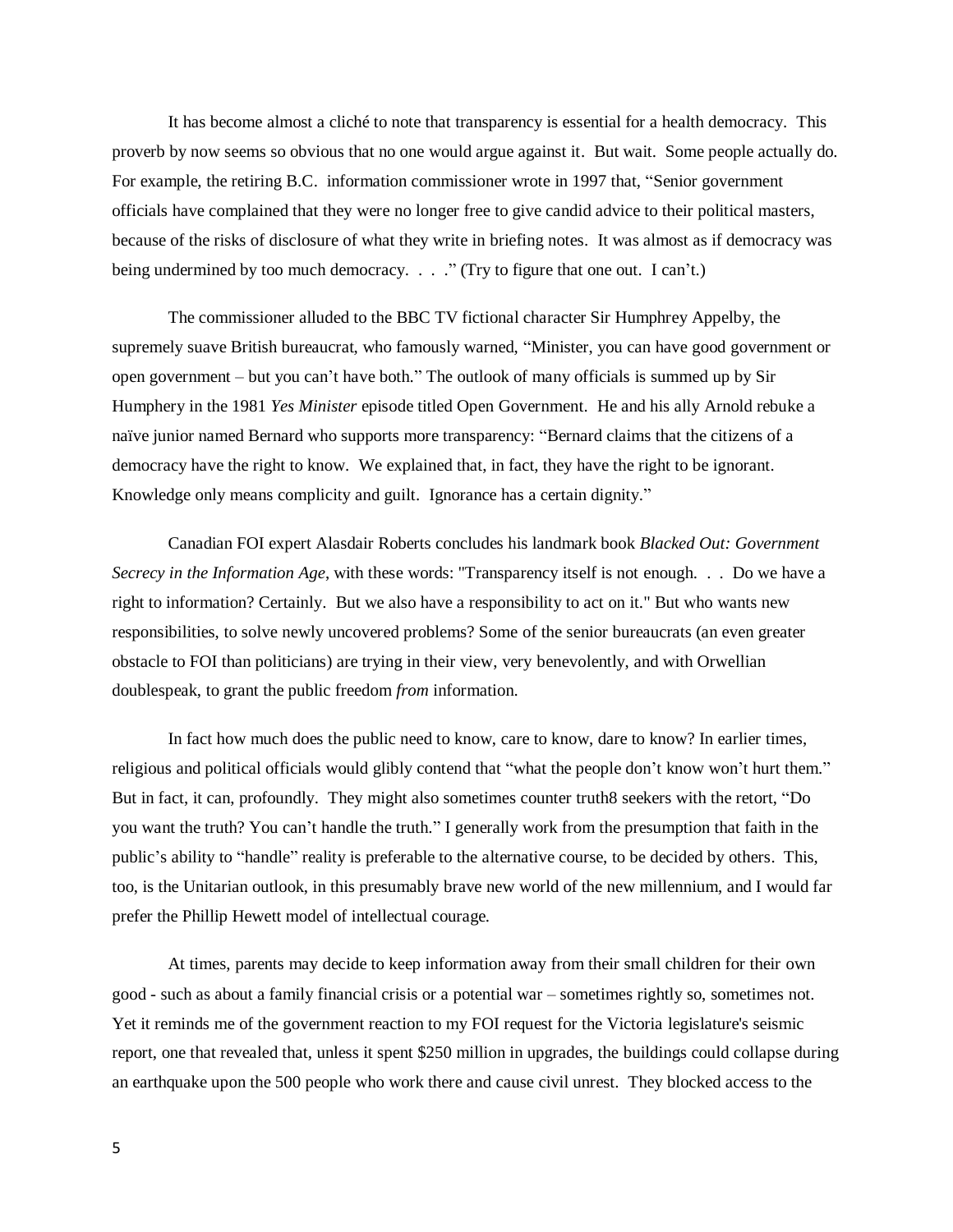It has become almost a cliché to note that transparency is essential for a health democracy. This proverb by now seems so obvious that no one would argue against it. But wait. Some people actually do. For example, the retiring B.C. information commissioner wrote in 1997 that, "Senior government officials have complained that they were no longer free to give candid advice to their political masters, because of the risks of disclosure of what they write in briefing notes. It was almost as if democracy was being undermined by too much democracy. . . ." (Try to figure that one out. I can't.)

The commissioner alluded to the BBC TV fictional character Sir Humphrey Appelby, the supremely suave British bureaucrat, who famously warned, "Minister, you can have good government or open government – but you can't have both." The outlook of many officials is summed up by Sir Humphery in the 1981 *Yes Minister* episode titled Open Government. He and his ally Arnold rebuke a naïve junior named Bernard who supports more transparency: "Bernard claims that the citizens of a democracy have the right to know. We explained that, in fact, they have the right to be ignorant. Knowledge only means complicity and guilt. Ignorance has a certain dignity."

Canadian FOI expert Alasdair Roberts concludes his landmark book *Blacked Out: Government Secrecy in the Information Age*, with these words: "Transparency itself is not enough. . . Do we have a right to information? Certainly. But we also have a responsibility to act on it." But who wants new responsibilities, to solve newly uncovered problems? Some of the senior bureaucrats (an even greater obstacle to FOI than politicians) are trying in their view, very benevolently, and with Orwellian doublespeak, to grant the public freedom *from* information.

In fact how much does the public need to know, care to know, dare to know? In earlier times, religious and political officials would glibly contend that "what the people don't know won't hurt them." But in fact, it can, profoundly. They might also sometimes counter truth8 seekers with the retort, "Do you want the truth? You can't handle the truth." I generally work from the presumption that faith in the public's ability to "handle" reality is preferable to the alternative course, to be decided by others. This, too, is the Unitarian outlook, in this presumably brave new world of the new millennium, and I would far prefer the Phillip Hewett model of intellectual courage.

At times, parents may decide to keep information away from their small children for their own good - such as about a family financial crisis or a potential war – sometimes rightly so, sometimes not. Yet it reminds me of the government reaction to my FOI request for the Victoria legislature's seismic report, one that revealed that, unless it spent $250 million in upgrades, the buildings could collapse during an earthquake upon the 500 people who work there and cause civil unrest. They blocked access to the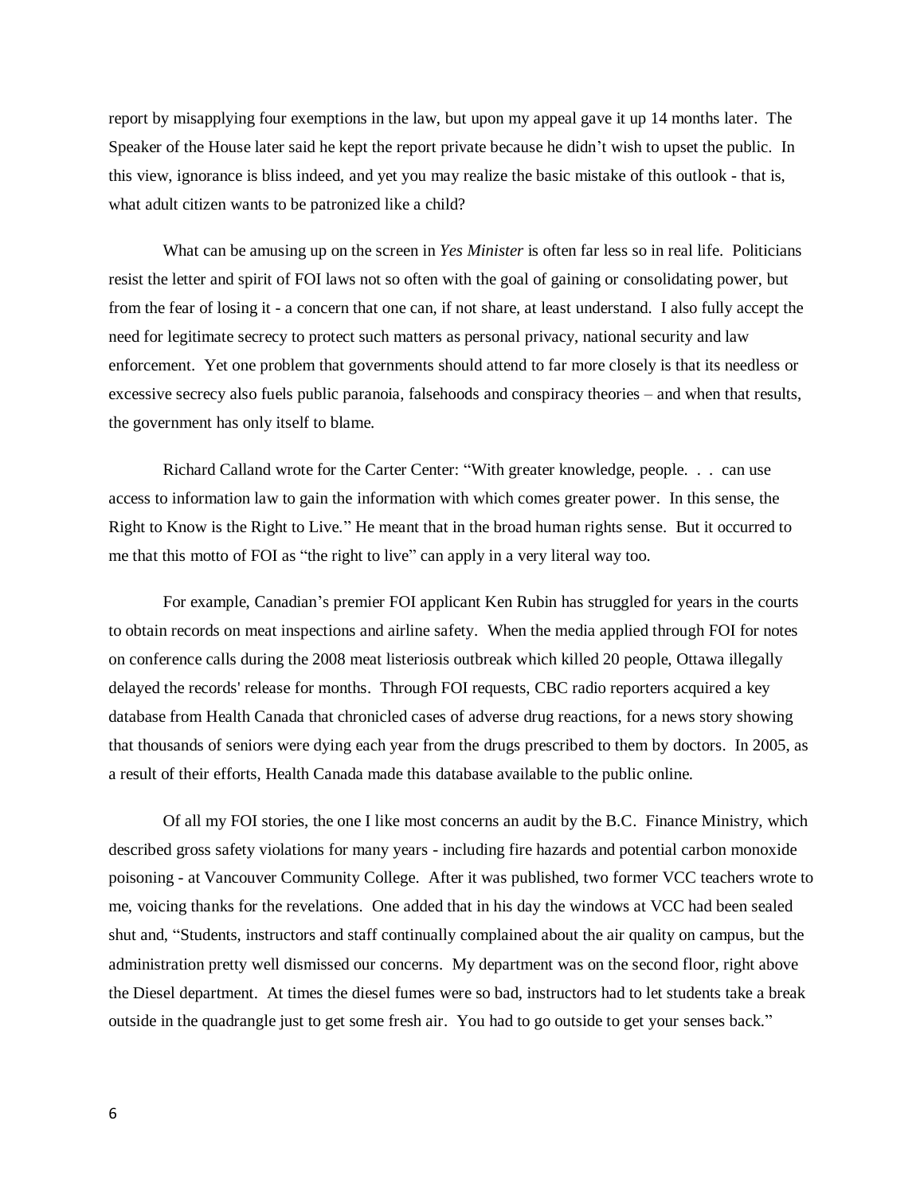report by misapplying four exemptions in the law, but upon my appeal gave it up 14 months later. The Speaker of the House later said he kept the report private because he didn't wish to upset the public. In this view, ignorance is bliss indeed, and yet you may realize the basic mistake of this outlook - that is, what adult citizen wants to be patronized like a child?

What can be amusing up on the screen in *Yes Minister* is often far less so in real life. Politicians resist the letter and spirit of FOI laws not so often with the goal of gaining or consolidating power, but from the fear of losing it - a concern that one can, if not share, at least understand. I also fully accept the need for legitimate secrecy to protect such matters as personal privacy, national security and law enforcement. Yet one problem that governments should attend to far more closely is that its needless or excessive secrecy also fuels public paranoia, falsehoods and conspiracy theories – and when that results, the government has only itself to blame.

Richard Calland wrote for the Carter Center: "With greater knowledge, people. . . can use access to information law to gain the information with which comes greater power. In this sense, the Right to Know is the Right to Live." He meant that in the broad human rights sense. But it occurred to me that this motto of FOI as "the right to live" can apply in a very literal way too.

For example, Canadian's premier FOI applicant Ken Rubin has struggled for years in the courts to obtain records on meat inspections and airline safety. When the media applied through FOI for notes on conference calls during the 2008 meat listeriosis outbreak which killed 20 people, Ottawa illegally delayed the records' release for months. Through FOI requests, CBC radio reporters acquired a key database from Health Canada that chronicled cases of adverse drug reactions, for a news story showing that thousands of seniors were dying each year from the drugs prescribed to them by doctors. In 2005, as a result of their efforts, Health Canada made this database available to the public online.

Of all my FOI stories, the one I like most concerns an audit by the B.C. Finance Ministry, which described gross safety violations for many years - including fire hazards and potential carbon monoxide poisoning - at Vancouver Community College. After it was published, two former VCC teachers wrote to me, voicing thanks for the revelations. One added that in his day the windows at VCC had been sealed shut and, "Students, instructors and staff continually complained about the air quality on campus, but the administration pretty well dismissed our concerns. My department was on the second floor, right above the Diesel department. At times the diesel fumes were so bad, instructors had to let students take a break outside in the quadrangle just to get some fresh air. You had to go outside to get your senses back."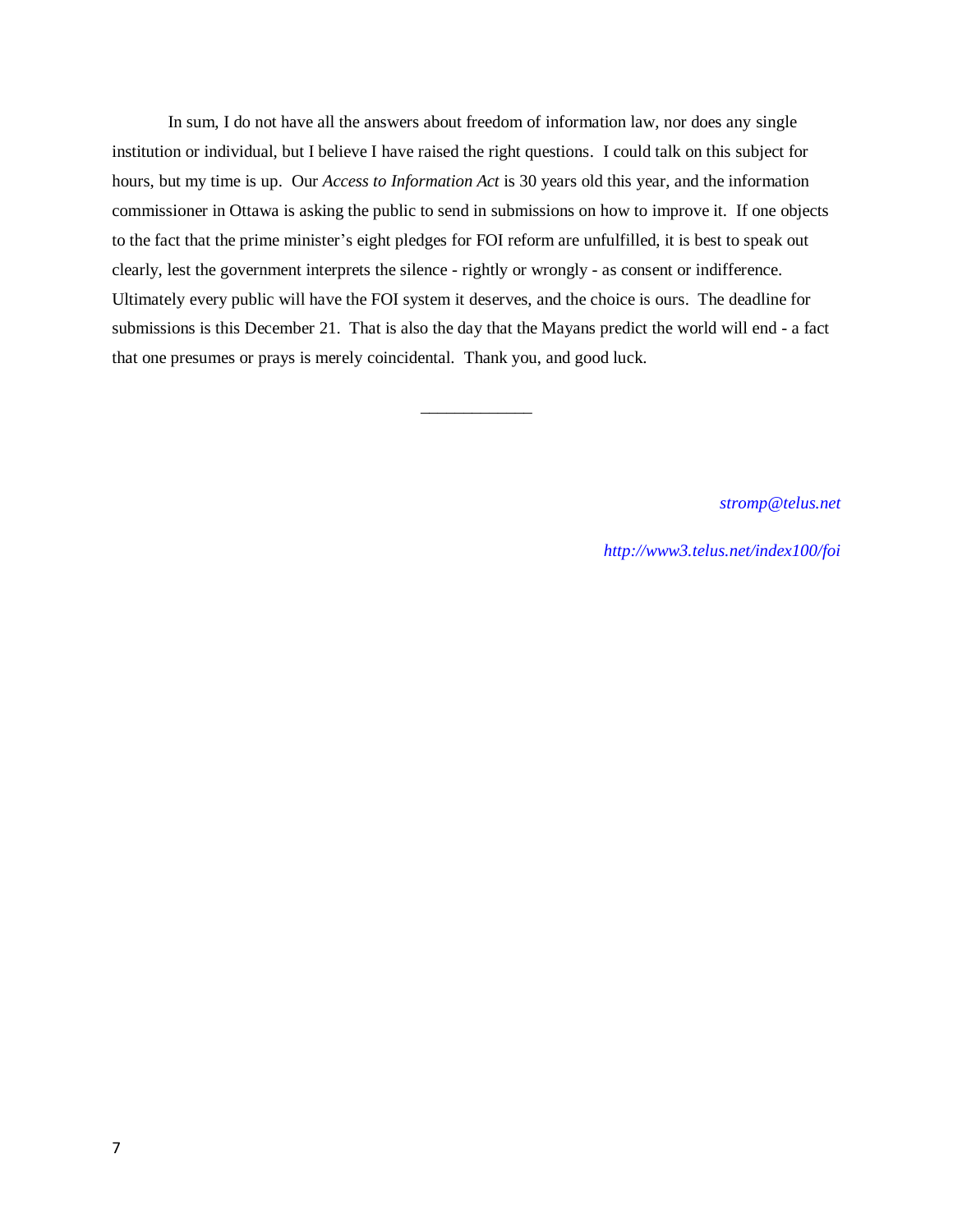In sum, I do not have all the answers about freedom of information law, nor does any single institution or individual, but I believe I have raised the right questions. I could talk on this subject for hours, but my time is up. Our *Access to Information Act* is 30 years old this year, and the information commissioner in Ottawa is asking the public to send in submissions on how to improve it. If one objects to the fact that the prime minister's eight pledges for FOI reform are unfulfilled, it is best to speak out clearly, lest the government interprets the silence - rightly or wrongly - as consent or indifference. Ultimately every public will have the FOI system it deserves, and the choice is ours. The deadline for submissions is this December 21. That is also the day that the Mayans predict the world will end - a fact that one presumes or prays is merely coincidental. Thank you, and good luck.

---

*stromp@telus.net*

*http://www3.telus.net/index100/foi*